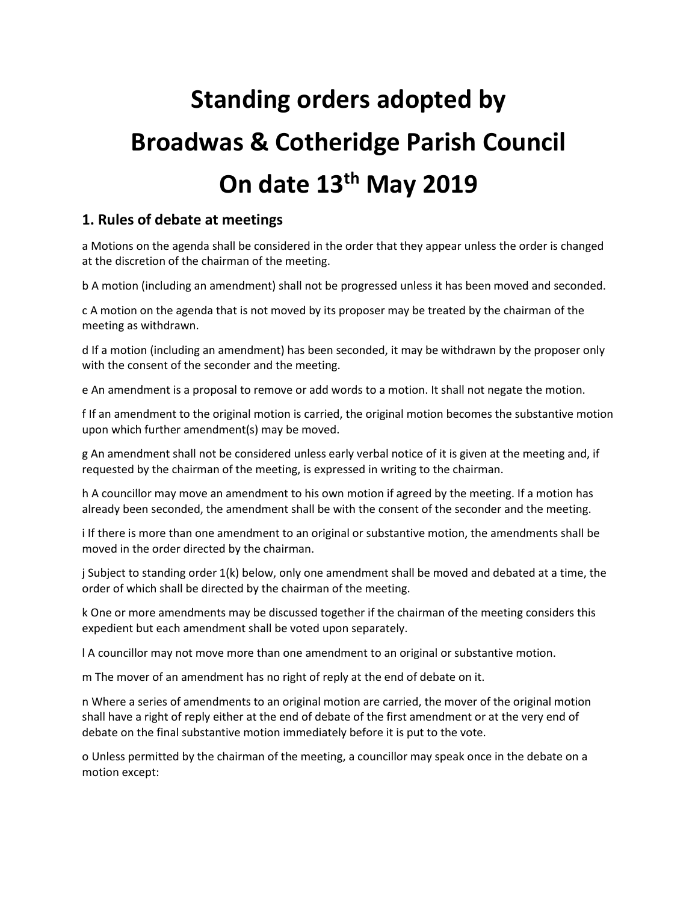# Standing orders adopted by Broadwas & Cotheridge Parish Council On date 13th May 2019

## 1. Rules of debate at meetings

a Motions on the agenda shall be considered in the order that they appear unless the order is changed at the discretion of the chairman of the meeting.

b A motion (including an amendment) shall not be progressed unless it has been moved and seconded.

c A motion on the agenda that is not moved by its proposer may be treated by the chairman of the meeting as withdrawn.

d If a motion (including an amendment) has been seconded, it may be withdrawn by the proposer only with the consent of the seconder and the meeting.

e An amendment is a proposal to remove or add words to a motion. It shall not negate the motion.

f If an amendment to the original motion is carried, the original motion becomes the substantive motion upon which further amendment(s) may be moved.

g An amendment shall not be considered unless early verbal notice of it is given at the meeting and, if requested by the chairman of the meeting, is expressed in writing to the chairman.

h A councillor may move an amendment to his own motion if agreed by the meeting. If a motion has already been seconded, the amendment shall be with the consent of the seconder and the meeting.

i If there is more than one amendment to an original or substantive motion, the amendments shall be moved in the order directed by the chairman.

j Subject to standing order 1(k) below, only one amendment shall be moved and debated at a time, the order of which shall be directed by the chairman of the meeting.

k One or more amendments may be discussed together if the chairman of the meeting considers this expedient but each amendment shall be voted upon separately.

l A councillor may not move more than one amendment to an original or substantive motion.

m The mover of an amendment has no right of reply at the end of debate on it.

n Where a series of amendments to an original motion are carried, the mover of the original motion shall have a right of reply either at the end of debate of the first amendment or at the very end of debate on the final substantive motion immediately before it is put to the vote.

o Unless permitted by the chairman of the meeting, a councillor may speak once in the debate on a motion except: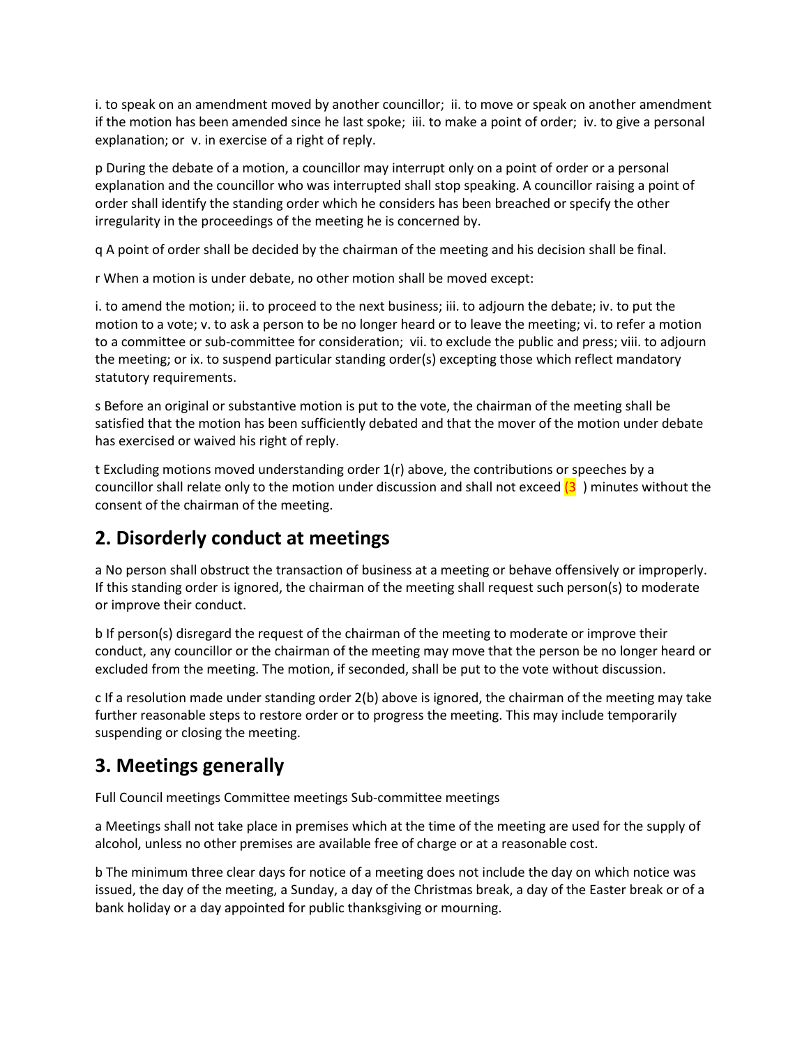i. to speak on an amendment moved by another councillor; ii. to move or speak on another amendment if the motion has been amended since he last spoke; iii. to make a point of order; iv. to give a personal explanation; or v. in exercise of a right of reply.

p During the debate of a motion, a councillor may interrupt only on a point of order or a personal explanation and the councillor who was interrupted shall stop speaking. A councillor raising a point of order shall identify the standing order which he considers has been breached or specify the other irregularity in the proceedings of the meeting he is concerned by.

q A point of order shall be decided by the chairman of the meeting and his decision shall be final.

r When a motion is under debate, no other motion shall be moved except:

i. to amend the motion; ii. to proceed to the next business; iii. to adjourn the debate; iv. to put the motion to a vote; v. to ask a person to be no longer heard or to leave the meeting; vi. to refer a motion to a committee or sub-committee for consideration; vii. to exclude the public and press; viii. to adjourn the meeting; or ix. to suspend particular standing order(s) excepting those which reflect mandatory statutory requirements.

s Before an original or substantive motion is put to the vote, the chairman of the meeting shall be satisfied that the motion has been sufficiently debated and that the mover of the motion under debate has exercised or waived his right of reply.

t Excluding motions moved understanding order 1(r) above, the contributions or speeches by a councillor shall relate only to the motion under discussion and shall not exceed (3 ) minutes without the consent of the chairman of the meeting.

## 2. Disorderly conduct at meetings

a No person shall obstruct the transaction of business at a meeting or behave offensively or improperly. If this standing order is ignored, the chairman of the meeting shall request such person(s) to moderate or improve their conduct.

b If person(s) disregard the request of the chairman of the meeting to moderate or improve their conduct, any councillor or the chairman of the meeting may move that the person be no longer heard or excluded from the meeting. The motion, if seconded, shall be put to the vote without discussion.

c If a resolution made under standing order 2(b) above is ignored, the chairman of the meeting may take further reasonable steps to restore order or to progress the meeting. This may include temporarily suspending or closing the meeting.

## 3. Meetings generally

Full Council meetings Committee meetings Sub-committee meetings

a Meetings shall not take place in premises which at the time of the meeting are used for the supply of alcohol, unless no other premises are available free of charge or at a reasonable cost.

b The minimum three clear days for notice of a meeting does not include the day on which notice was issued, the day of the meeting, a Sunday, a day of the Christmas break, a day of the Easter break or of a bank holiday or a day appointed for public thanksgiving or mourning.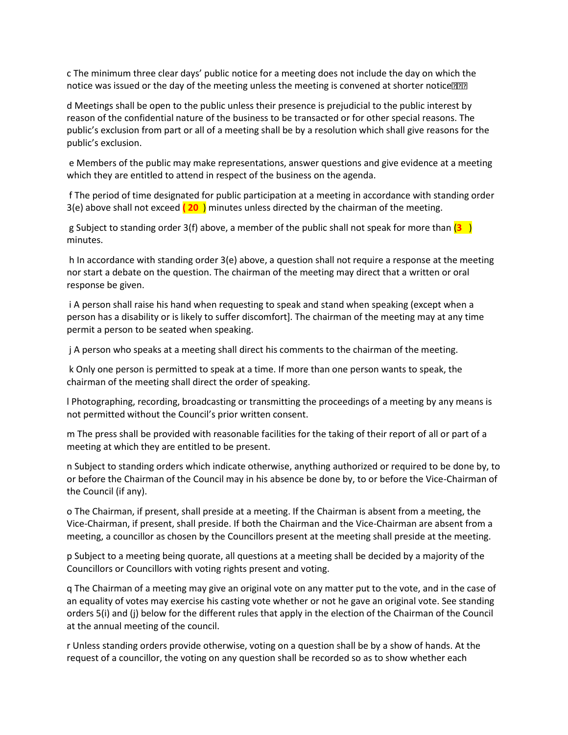c The minimum three clear days' public notice for a meeting does not include the day on which the notice was issued or the day of the meeting unless the meeting is convened at shorter notice

d Meetings shall be open to the public unless their presence is prejudicial to the public interest by reason of the confidential nature of the business to be transacted or for other special reasons. The public's exclusion from part or all of a meeting shall be by a resolution which shall give reasons for the public's exclusion.

e Members of the public may make representations, answer questions and give evidence at a meeting which they are entitled to attend in respect of the business on the agenda.

f The period of time designated for public participation at a meeting in accordance with standing order 3(e) above shall not exceed **( 20 )** minutes unless directed by the chairman of the meeting.

g Subject to standing order 3(f) above, a member of the public shall not speak for more than **(3 )** minutes.

h In accordance with standing order 3(e) above, a question shall not require a response at the meeting nor start a debate on the question. The chairman of the meeting may direct that a written or oral response be given.

i A person shall raise his hand when requesting to speak and stand when speaking (except when a person has a disability or is likely to suffer discomfort]. The chairman of the meeting may at any time permit a person to be seated when speaking.

j A person who speaks at a meeting shall direct his comments to the chairman of the meeting.

k Only one person is permitted to speak at a time. If more than one person wants to speak, the chairman of the meeting shall direct the order of speaking.

l Photographing, recording, broadcasting or transmitting the proceedings of a meeting by any means is not permitted without the Council's prior written consent.

m The press shall be provided with reasonable facilities for the taking of their report of all or part of a meeting at which they are entitled to be present.

n Subject to standing orders which indicate otherwise, anything authorized or required to be done by, to or before the Chairman of the Council may in his absence be done by, to or before the Vice-Chairman of the Council (if any).

o The Chairman, if present, shall preside at a meeting. If the Chairman is absent from a meeting, the Vice-Chairman, if present, shall preside. If both the Chairman and the Vice-Chairman are absent from a meeting, a councillor as chosen by the Councillors present at the meeting shall preside at the meeting.

p Subject to a meeting being quorate, all questions at a meeting shall be decided by a majority of the Councillors or Councillors with voting rights present and voting.

q The Chairman of a meeting may give an original vote on any matter put to the vote, and in the case of an equality of votes may exercise his casting vote whether or not he gave an original vote. See standing orders 5(i) and (j) below for the different rules that apply in the election of the Chairman of the Council at the annual meeting of the council.

r Unless standing orders provide otherwise, voting on a question shall be by a show of hands. At the request of a councillor, the voting on any question shall be recorded so as to show whether each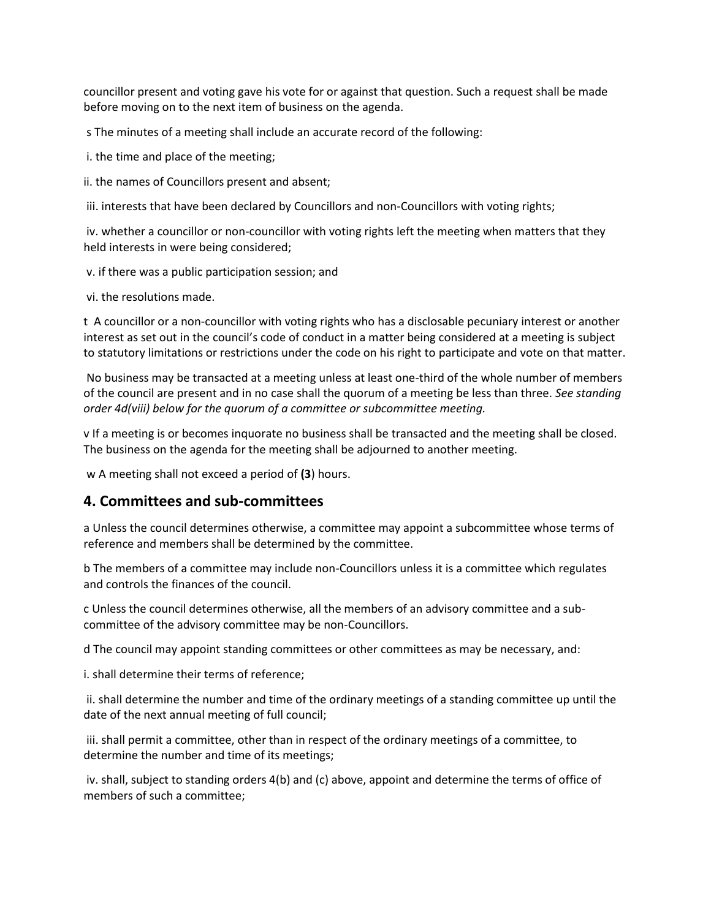councillor present and voting gave his vote for or against that question. Such a request shall be made before moving on to the next item of business on the agenda.

s The minutes of a meeting shall include an accurate record of the following:

i. the time and place of the meeting;

ii. the names of Councillors present and absent;

iii. interests that have been declared by Councillors and non-Councillors with voting rights;

iv. whether a councillor or non-councillor with voting rights left the meeting when matters that they held interests in were being considered;

v. if there was a public participation session; and

vi. the resolutions made.

t A councillor or a non-councillor with voting rights who has a disclosable pecuniary interest or another interest as set out in the council's code of conduct in a matter being considered at a meeting is subject to statutory limitations or restrictions under the code on his right to participate and vote on that matter.

No business may be transacted at a meeting unless at least one-third of the whole number of members of the council are present and in no case shall the quorum of a meeting be less than three. *See standing order 4d(viii) below for the quorum of a committee or subcommittee meeting.*

v If a meeting is or becomes inquorate no business shall be transacted and the meeting shall be closed. The business on the agenda for the meeting shall be adjourned to another meeting.

w A meeting shall not exceed a period of **(3**) hours.

## 4. Committees and sub-committees

a Unless the council determines otherwise, a committee may appoint a subcommittee whose terms of reference and members shall be determined by the committee.

b The members of a committee may include non-Councillors unless it is a committee which regulates and controls the finances of the council.

c Unless the council determines otherwise, all the members of an advisory committee and a sub-committee of the advisory committee may be non-Councillors.

d The council may appoint standing committees or other committees as may be necessary, and:

i. shall determine their terms of reference;

ii. shall determine the number and time of the ordinary meetings of a standing committee up until the date of the next annual meeting of full council;

iii. shall permit a committee, other than in respect of the ordinary meetings of a committee, to determine the number and time of its meetings;

iv. shall, subject to standing orders 4(b) and (c) above, appoint and determine the terms of office of members of such a committee;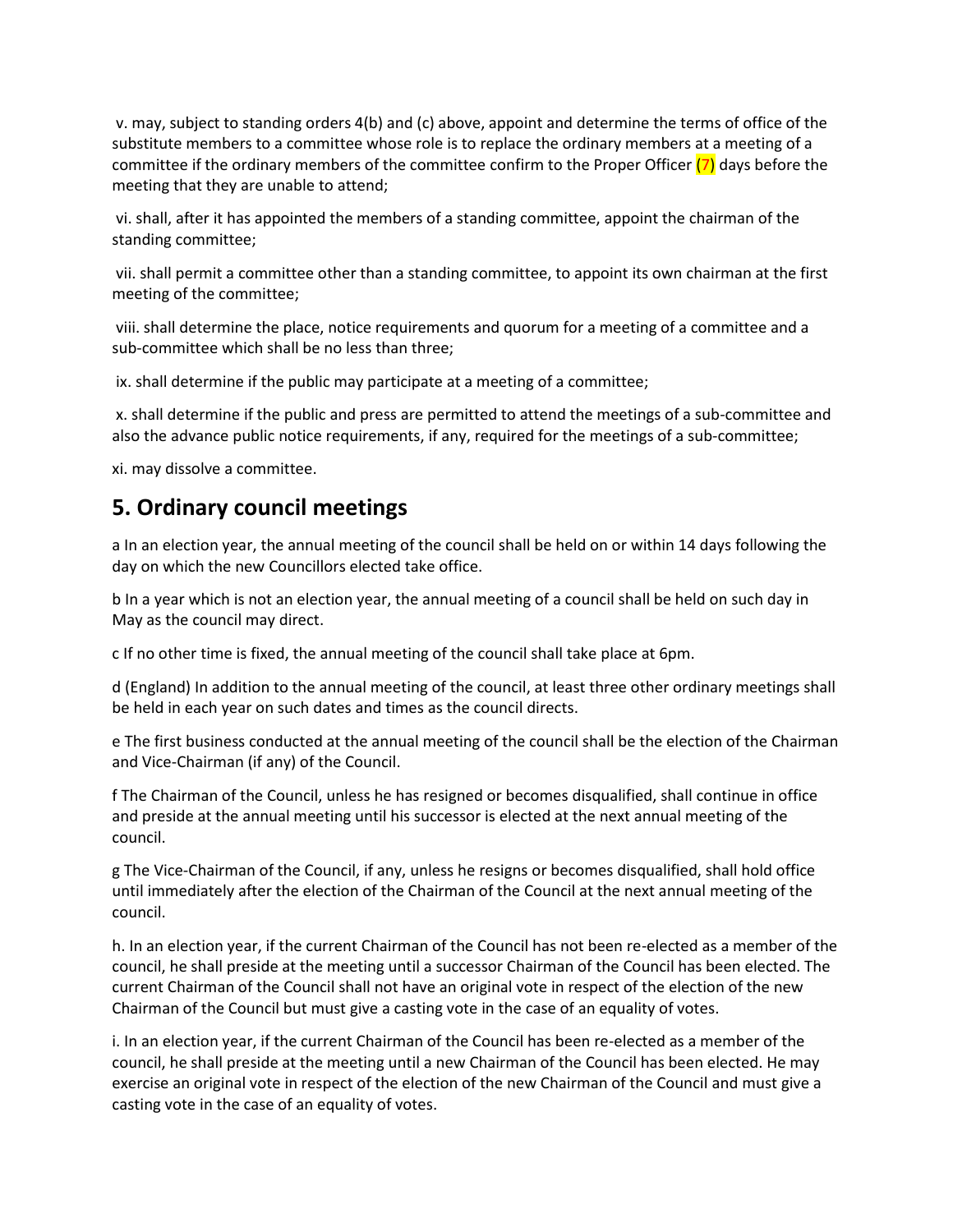v. may, subject to standing orders 4(b) and (c) above, appoint and determine the terms of office of the substitute members to a committee whose role is to replace the ordinary members at a meeting of a committee if the ordinary members of the committee confirm to the Proper Officer (7) days before the meeting that they are unable to attend;

vi. shall, after it has appointed the members of a standing committee, appoint the chairman of the standing committee;

vii. shall permit a committee other than a standing committee, to appoint its own chairman at the first meeting of the committee;

viii. shall determine the place, notice requirements and quorum for a meeting of a committee and a sub-committee which shall be no less than three;

ix. shall determine if the public may participate at a meeting of a committee;

x. shall determine if the public and press are permitted to attend the meetings of a sub-committee and also the advance public notice requirements, if any, required for the meetings of a sub-committee;

xi. may dissolve a committee.

## 5. Ordinary council meetings

a In an election year, the annual meeting of the council shall be held on or within 14 days following the day on which the new Councillors elected take office.

b In a year which is not an election year, the annual meeting of a council shall be held on such day in May as the council may direct.

c If no other time is fixed, the annual meeting of the council shall take place at 6pm.

d (England) In addition to the annual meeting of the council, at least three other ordinary meetings shall be held in each year on such dates and times as the council directs.

e The first business conducted at the annual meeting of the council shall be the election of the Chairman and Vice-Chairman (if any) of the Council.

f The Chairman of the Council, unless he has resigned or becomes disqualified, shall continue in office and preside at the annual meeting until his successor is elected at the next annual meeting of the council.

g The Vice-Chairman of the Council, if any, unless he resigns or becomes disqualified, shall hold office until immediately after the election of the Chairman of the Council at the next annual meeting of the council.

h. In an election year, if the current Chairman of the Council has not been re-elected as a member of the council, he shall preside at the meeting until a successor Chairman of the Council has been elected. The current Chairman of the Council shall not have an original vote in respect of the election of the new Chairman of the Council but must give a casting vote in the case of an equality of votes.

i. In an election year, if the current Chairman of the Council has been re-elected as a member of the council, he shall preside at the meeting until a new Chairman of the Council has been elected. He may exercise an original vote in respect of the election of the new Chairman of the Council and must give a casting vote in the case of an equality of votes.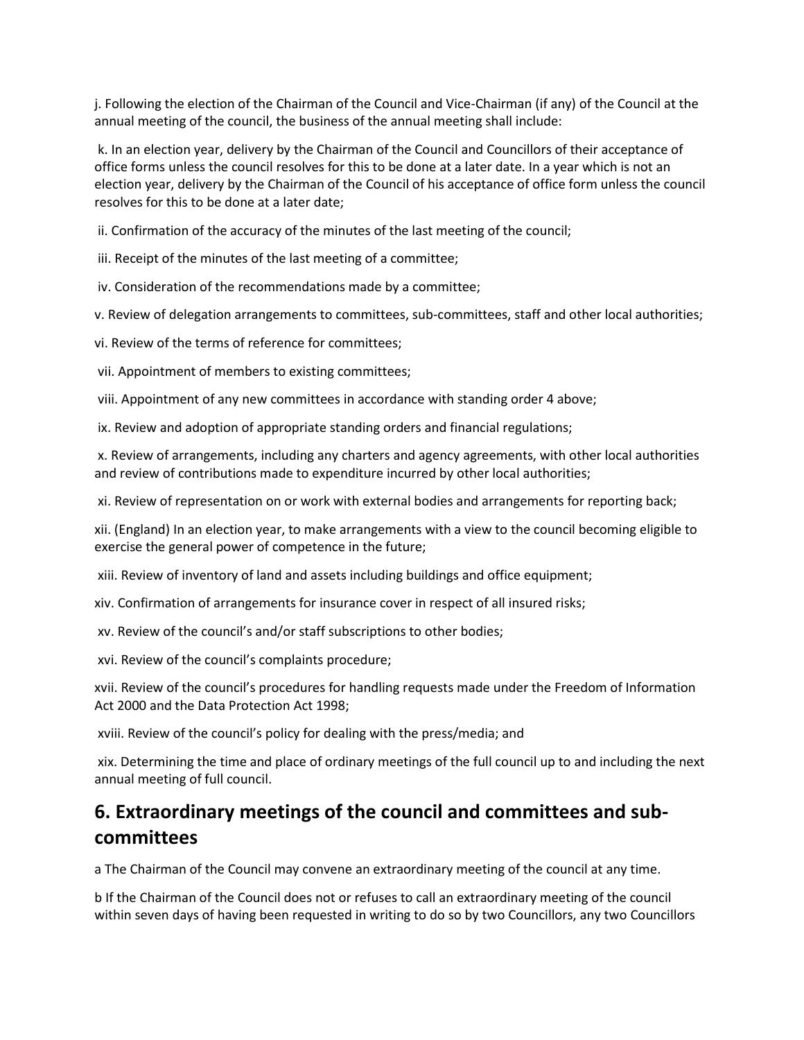j. Following the election of the Chairman of the Council and Vice-Chairman (if any) of the Council at the annual meeting of the council, the business of the annual meeting shall include:

k. In an election year, delivery by the Chairman of the Council and Councillors of their acceptance of office forms unless the council resolves for this to be done at a later date. In a year which is not an election year, delivery by the Chairman of the Council of his acceptance of office form unless the council resolves for this to be done at a later date;

ii. Confirmation of the accuracy of the minutes of the last meeting of the council;

iii. Receipt of the minutes of the last meeting of a committee;

iv. Consideration of the recommendations made by a committee;

v. Review of delegation arrangements to committees, sub-committees, staff and other local authorities;

vi. Review of the terms of reference for committees;

vii. Appointment of members to existing committees;

viii. Appointment of any new committees in accordance with standing order 4 above;

ix. Review and adoption of appropriate standing orders and financial regulations;

x. Review of arrangements, including any charters and agency agreements, with other local authorities and review of contributions made to expenditure incurred by other local authorities;

xi. Review of representation on or work with external bodies and arrangements for reporting back;

xii. (England) In an election year, to make arrangements with a view to the council becoming eligible to exercise the general power of competence in the future;

xiii. Review of inventory of land and assets including buildings and office equipment;

xiv. Confirmation of arrangements for insurance cover in respect of all insured risks;

xv. Review of the council's and/or staff subscriptions to other bodies;

xvi. Review of the council's complaints procedure;

xvii. Review of the council's procedures for handling requests made under the Freedom of Information Act 2000 and the Data Protection Act 1998;

xviii. Review of the council's policy for dealing with the press/media; and

xix. Determining the time and place of ordinary meetings of the full council up to and including the next annual meeting of full council.

## 6. Extraordinary meetings of the council and committees and sub-committees

a The Chairman of the Council may convene an extraordinary meeting of the council at any time.

b If the Chairman of the Council does not or refuses to call an extraordinary meeting of the council within seven days of having been requested in writing to do so by two Councillors, any two Councillors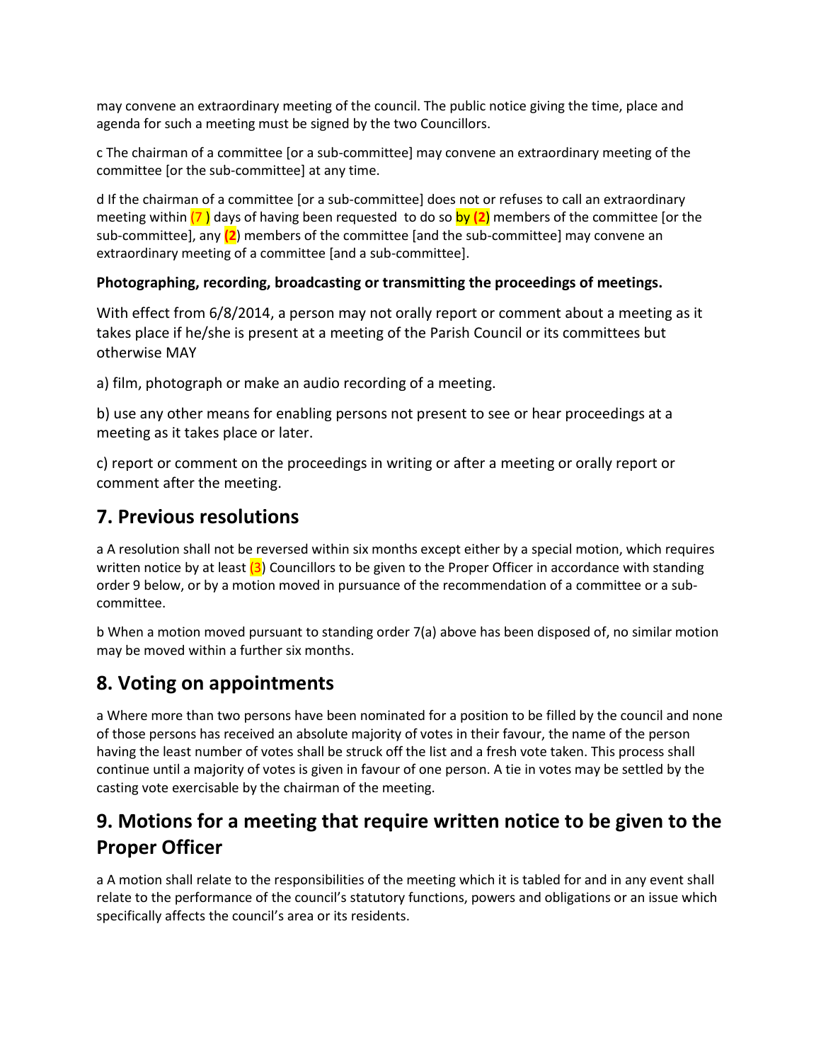may convene an extraordinary meeting of the council. The public notice giving the time, place and agenda for such a meeting must be signed by the two Councillors.

c The chairman of a committee [or a sub-committee] may convene an extraordinary meeting of the committee [or the sub-committee] at any time.

d If the chairman of a committee [or a sub-committee] does not or refuses to call an extraordinary meeting within (7 ) days of having been requested to do so by **(2)** members of the committee [or the sub-committee], any **(2**) members of the committee [and the sub-committee] may convene an extraordinary meeting of a committee [and a sub-committee].

**Photographing, recording, broadcasting or transmitting the proceedings of meetings.**

With effect from 6/8/2014, a person may not orally report or comment about a meeting as it takes place if he/she is present at a meeting of the Parish Council or its committees but otherwise MAY

a) film, photograph or make an audio recording of a meeting.

b) use any other means for enabling persons not present to see or hear proceedings at a meeting as it takes place or later.

c) report or comment on the proceedings in writing or after a meeting or orally report or comment after the meeting.

## 7. Previous resolutions

a A resolution shall not be reversed within six months except either by a special motion, which requires written notice by at least (3) Councillors to be given to the Proper Officer in accordance with standing order 9 below, or by a motion moved in pursuance of the recommendation of a committee or a sub-committee.

b When a motion moved pursuant to standing order 7(a) above has been disposed of, no similar motion may be moved within a further six months.

## 8. Voting on appointments

a Where more than two persons have been nominated for a position to be filled by the council and none of those persons has received an absolute majority of votes in their favour, the name of the person having the least number of votes shall be struck off the list and a fresh vote taken. This process shall continue until a majority of votes is given in favour of one person. A tie in votes may be settled by the casting vote exercisable by the chairman of the meeting.

## 9. Motions for a meeting that require written notice to be given to the Proper Officer

a A motion shall relate to the responsibilities of the meeting which it is tabled for and in any event shall relate to the performance of the council's statutory functions, powers and obligations or an issue which specifically affects the council's area or its residents.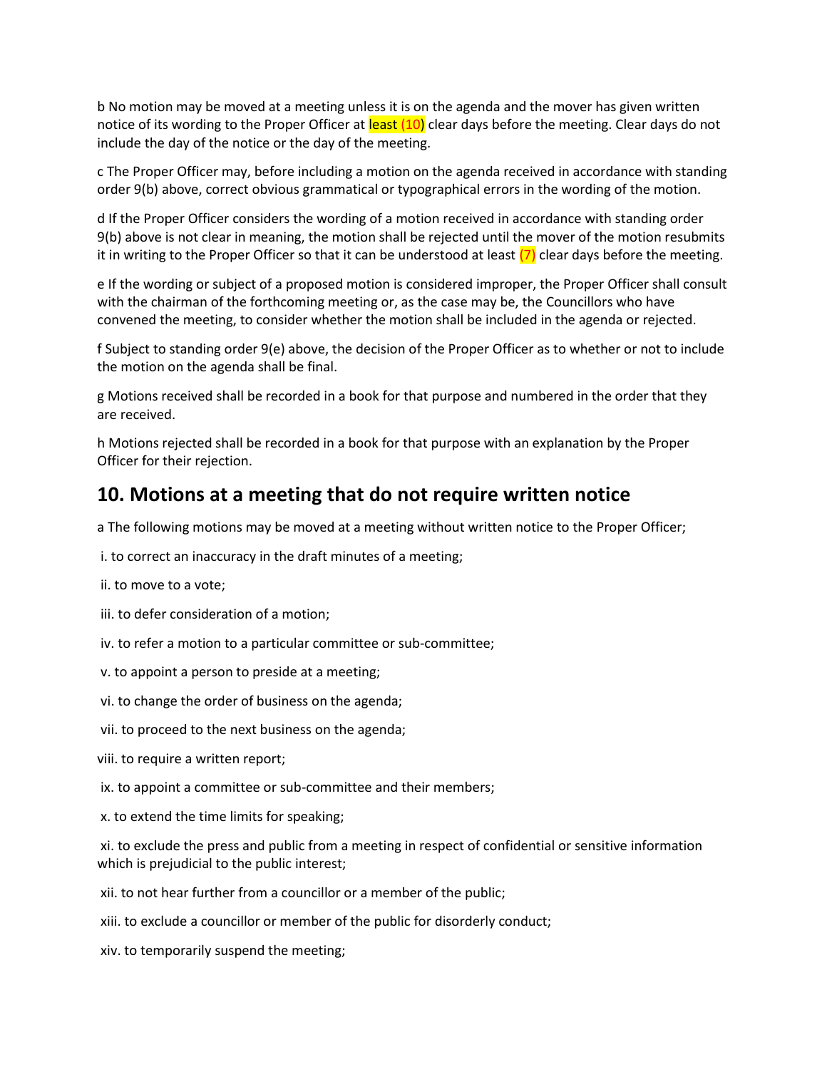b No motion may be moved at a meeting unless it is on the agenda and the mover has given written notice of its wording to the Proper Officer at least (10) clear days before the meeting. Clear days do not include the day of the notice or the day of the meeting.

c The Proper Officer may, before including a motion on the agenda received in accordance with standing order 9(b) above, correct obvious grammatical or typographical errors in the wording of the motion.

d If the Proper Officer considers the wording of a motion received in accordance with standing order 9(b) above is not clear in meaning, the motion shall be rejected until the mover of the motion resubmits it in writing to the Proper Officer so that it can be understood at least (7) clear days before the meeting.

e If the wording or subject of a proposed motion is considered improper, the Proper Officer shall consult with the chairman of the forthcoming meeting or, as the case may be, the Councillors who have convened the meeting, to consider whether the motion shall be included in the agenda or rejected.

f Subject to standing order 9(e) above, the decision of the Proper Officer as to whether or not to include the motion on the agenda shall be final.

g Motions received shall be recorded in a book for that purpose and numbered in the order that they are received.

h Motions rejected shall be recorded in a book for that purpose with an explanation by the Proper Officer for their rejection.

## 10. Motions at a meeting that do not require written notice

a The following motions may be moved at a meeting without written notice to the Proper Officer;

i. to correct an inaccuracy in the draft minutes of a meeting;

ii. to move to a vote;

iii. to defer consideration of a motion;

iv. to refer a motion to a particular committee or sub-committee;

v. to appoint a person to preside at a meeting;

vi. to change the order of business on the agenda;

vii. to proceed to the next business on the agenda;

viii. to require a written report;

ix. to appoint a committee or sub-committee and their members;

x. to extend the time limits for speaking;

xi. to exclude the press and public from a meeting in respect of confidential or sensitive information which is prejudicial to the public interest;

xii. to not hear further from a councillor or a member of the public;

xiii. to exclude a councillor or member of the public for disorderly conduct;

xiv. to temporarily suspend the meeting;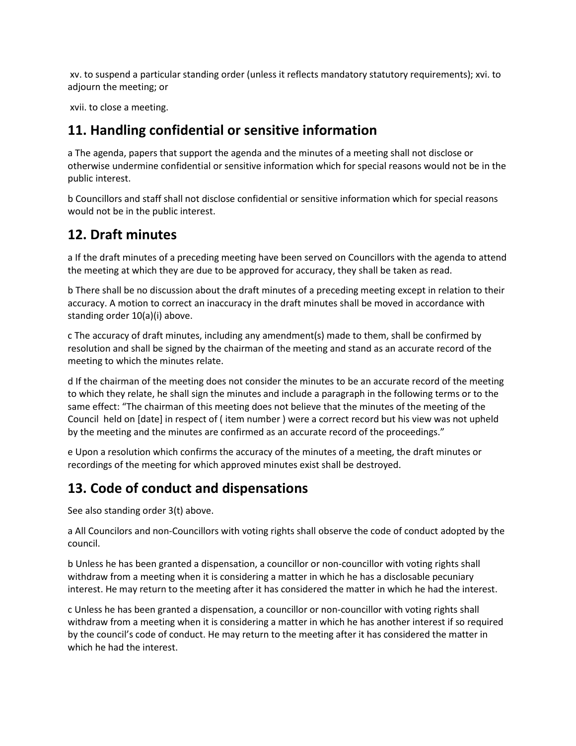xv. to suspend a particular standing order (unless it reflects mandatory statutory requirements); xvi. to adjourn the meeting; or

xvii. to close a meeting.

## 11. Handling confidential or sensitive information

a The agenda, papers that support the agenda and the minutes of a meeting shall not disclose or otherwise undermine confidential or sensitive information which for special reasons would not be in the public interest.

b Councillors and staff shall not disclose confidential or sensitive information which for special reasons would not be in the public interest.

## 12. Draft minutes

a If the draft minutes of a preceding meeting have been served on Councillors with the agenda to attend the meeting at which they are due to be approved for accuracy, they shall be taken as read.

b There shall be no discussion about the draft minutes of a preceding meeting except in relation to their accuracy. A motion to correct an inaccuracy in the draft minutes shall be moved in accordance with standing order 10(a)(i) above.

c The accuracy of draft minutes, including any amendment(s) made to them, shall be confirmed by resolution and shall be signed by the chairman of the meeting and stand as an accurate record of the meeting to which the minutes relate.

d If the chairman of the meeting does not consider the minutes to be an accurate record of the meeting to which they relate, he shall sign the minutes and include a paragraph in the following terms or to the same effect: "The chairman of this meeting does not believe that the minutes of the meeting of the Council held on [date] in respect of ( item number ) were a correct record but his view was not upheld by the meeting and the minutes are confirmed as an accurate record of the proceedings."

e Upon a resolution which confirms the accuracy of the minutes of a meeting, the draft minutes or recordings of the meeting for which approved minutes exist shall be destroyed.

## 13. Code of conduct and dispensations

See also standing order 3(t) above.

a All Councilors and non-Councillors with voting rights shall observe the code of conduct adopted by the council.

b Unless he has been granted a dispensation, a councillor or non-councillor with voting rights shall withdraw from a meeting when it is considering a matter in which he has a disclosable pecuniary interest. He may return to the meeting after it has considered the matter in which he had the interest.

c Unless he has been granted a dispensation, a councillor or non-councillor with voting rights shall withdraw from a meeting when it is considering a matter in which he has another interest if so required by the council's code of conduct. He may return to the meeting after it has considered the matter in which he had the interest.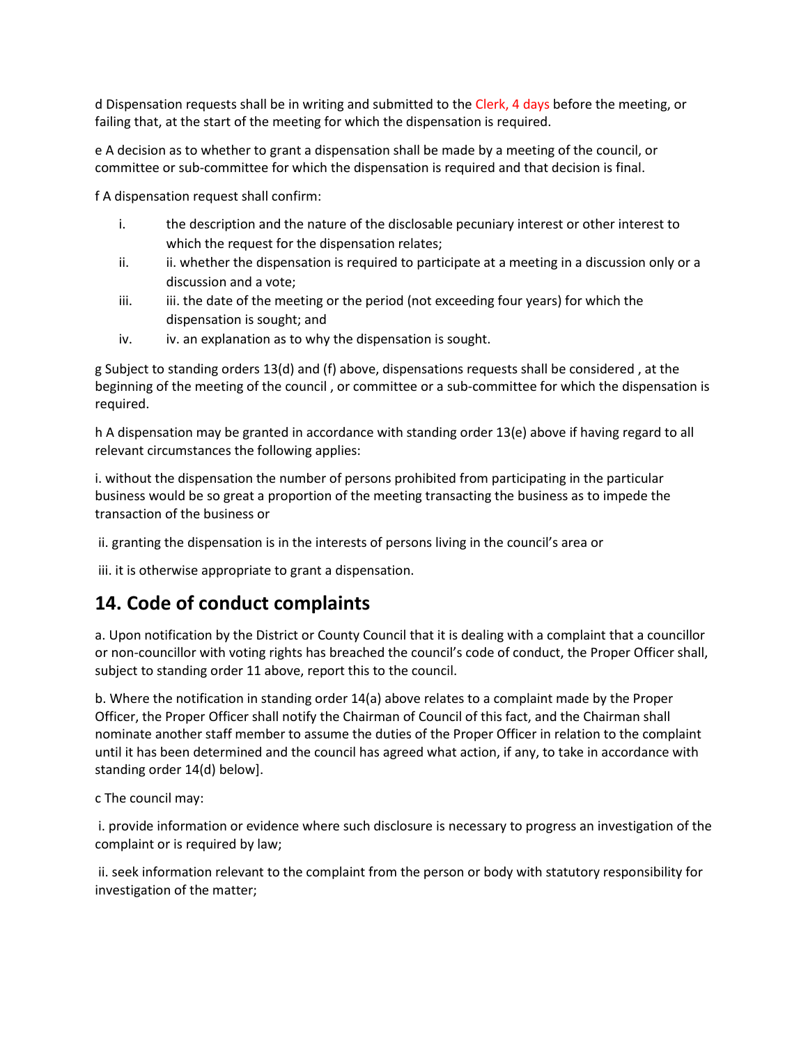d Dispensation requests shall be in writing and submitted to the Clerk, 4 days before the meeting, or failing that, at the start of the meeting for which the dispensation is required.

e A decision as to whether to grant a dispensation shall be made by a meeting of the council, or committee or sub-committee for which the dispensation is required and that decision is final.

f A dispensation request shall confirm:

i. the description and the nature of the disclosable pecuniary interest or other interest to which the request for the dispensation relates;

ii. ii. whether the dispensation is required to participate at a meeting in a discussion only or a discussion and a vote;

iii. iii. the date of the meeting or the period (not exceeding four years) for which the dispensation is sought; and

iv. iv. an explanation as to why the dispensation is sought.

g Subject to standing orders 13(d) and (f) above, dispensations requests shall be considered , at the beginning of the meeting of the council , or committee or a sub-committee for which the dispensation is required.

h A dispensation may be granted in accordance with standing order 13(e) above if having regard to all relevant circumstances the following applies:

i. without the dispensation the number of persons prohibited from participating in the particular business would be so great a proportion of the meeting transacting the business as to impede the transaction of the business or

ii. granting the dispensation is in the interests of persons living in the council's area or

iii. it is otherwise appropriate to grant a dispensation.

## 14. Code of conduct complaints

a. Upon notification by the District or County Council that it is dealing with a complaint that a councillor or non-councillor with voting rights has breached the council's code of conduct, the Proper Officer shall, subject to standing order 11 above, report this to the council.

b. Where the notification in standing order 14(a) above relates to a complaint made by the Proper Officer, the Proper Officer shall notify the Chairman of Council of this fact, and the Chairman shall nominate another staff member to assume the duties of the Proper Officer in relation to the complaint until it has been determined and the council has agreed what action, if any, to take in accordance with standing order 14(d) below].

c The council may:

i. provide information or evidence where such disclosure is necessary to progress an investigation of the complaint or is required by law;

ii. seek information relevant to the complaint from the person or body with statutory responsibility for investigation of the matter;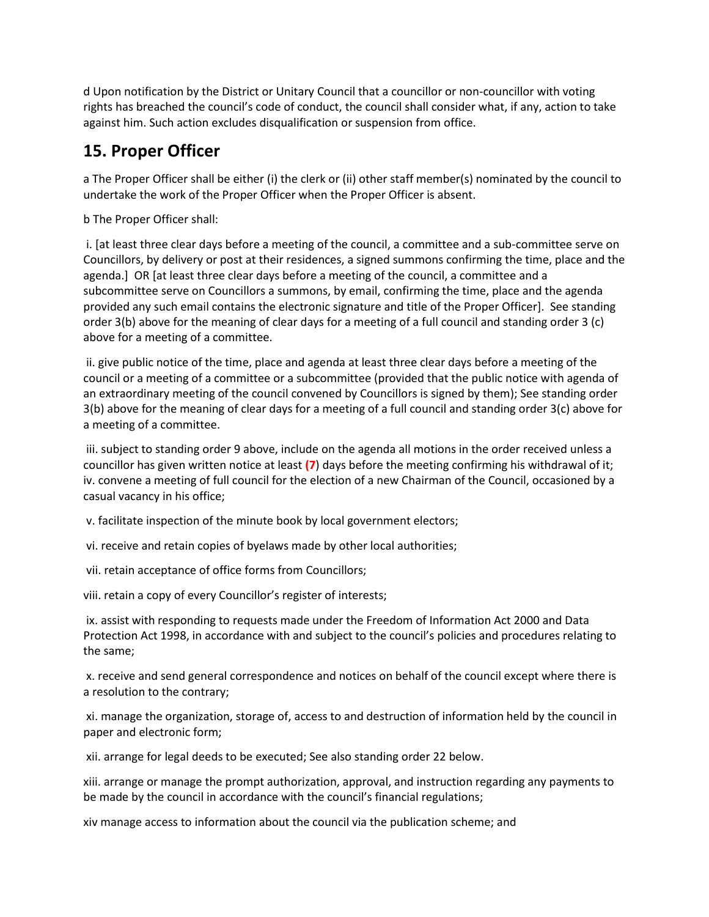d Upon notification by the District or Unitary Council that a councillor or non-councillor with voting rights has breached the council's code of conduct, the council shall consider what, if any, action to take against him. Such action excludes disqualification or suspension from office.

## 15. Proper Officer

a The Proper Officer shall be either (i) the clerk or (ii) other staff member(s) nominated by the council to undertake the work of the Proper Officer when the Proper Officer is absent.

b The Proper Officer shall:

i. [at least three clear days before a meeting of the council, a committee and a sub-committee serve on Councillors, by delivery or post at their residences, a signed summons confirming the time, place and the agenda.] OR [at least three clear days before a meeting of the council, a committee and a subcommittee serve on Councillors a summons, by email, confirming the time, place and the agenda provided any such email contains the electronic signature and title of the Proper Officer]. See standing order 3(b) above for the meaning of clear days for a meeting of a full council and standing order 3 (c) above for a meeting of a committee.

ii. give public notice of the time, place and agenda at least three clear days before a meeting of the council or a meeting of a committee or a subcommittee (provided that the public notice with agenda of an extraordinary meeting of the council convened by Councillors is signed by them); See standing order 3(b) above for the meaning of clear days for a meeting of a full council and standing order 3(c) above for a meeting of a committee.

iii. subject to standing order 9 above, include on the agenda all motions in the order received unless a councillor has given written notice at least **(7**) days before the meeting confirming his withdrawal of it;
iv. convene a meeting of full council for the election of a new Chairman of the Council, occasioned by a casual vacancy in his office;

v. facilitate inspection of the minute book by local government electors;

vi. receive and retain copies of byelaws made by other local authorities;

vii. retain acceptance of office forms from Councillors;

viii. retain a copy of every Councillor's register of interests;

ix. assist with responding to requests made under the Freedom of Information Act 2000 and Data Protection Act 1998, in accordance with and subject to the council's policies and procedures relating to the same;

x. receive and send general correspondence and notices on behalf of the council except where there is a resolution to the contrary;

xi. manage the organization, storage of, access to and destruction of information held by the council in paper and electronic form;

xii. arrange for legal deeds to be executed; See also standing order 22 below.

xiii. arrange or manage the prompt authorization, approval, and instruction regarding any payments to be made by the council in accordance with the council's financial regulations;

xiv manage access to information about the council via the publication scheme; and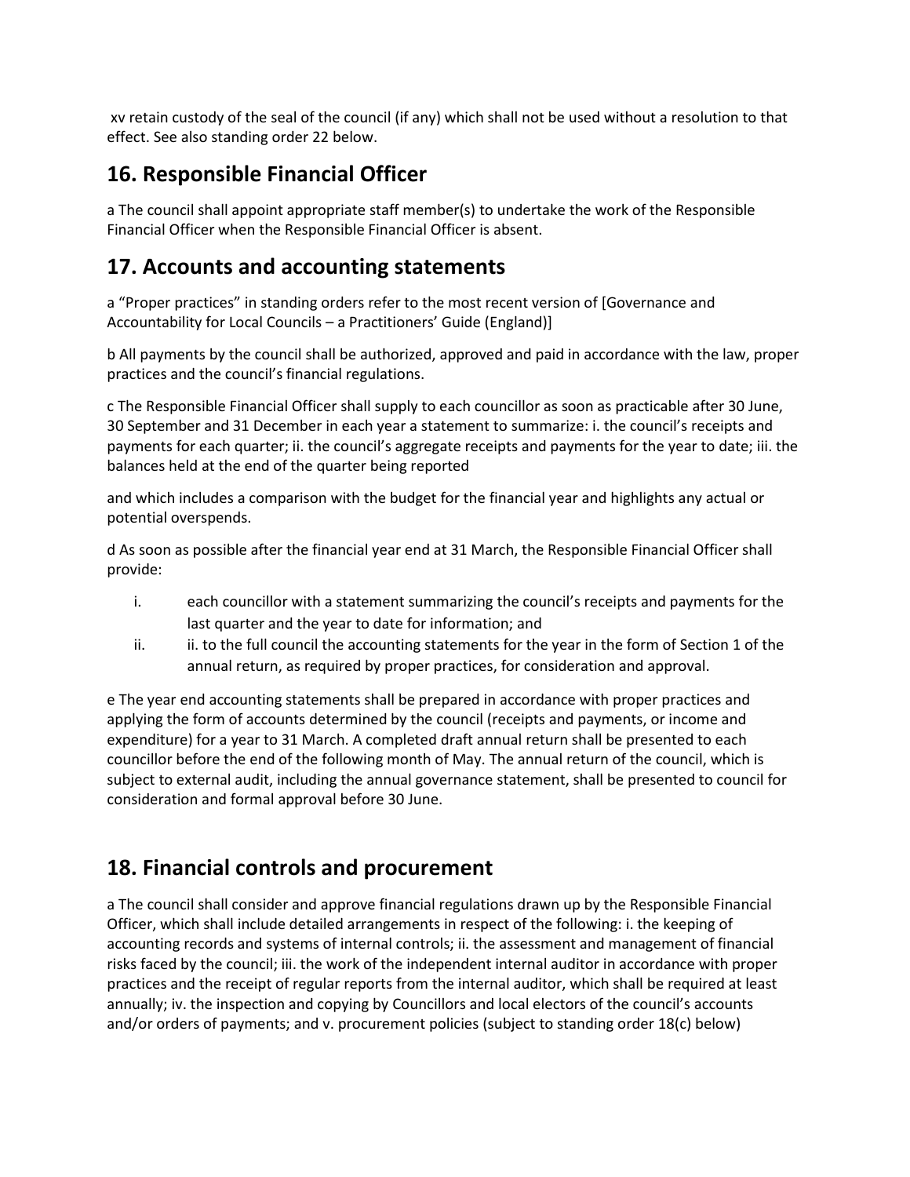xv retain custody of the seal of the council (if any) which shall not be used without a resolution to that effect. See also standing order 22 below.

## 16. Responsible Financial Officer

a The council shall appoint appropriate staff member(s) to undertake the work of the Responsible Financial Officer when the Responsible Financial Officer is absent.

## 17. Accounts and accounting statements

a "Proper practices" in standing orders refer to the most recent version of [Governance and Accountability for Local Councils – a Practitioners' Guide (England)]

b All payments by the council shall be authorized, approved and paid in accordance with the law, proper practices and the council's financial regulations.

c The Responsible Financial Officer shall supply to each councillor as soon as practicable after 30 June, 30 September and 31 December in each year a statement to summarize: i. the council's receipts and payments for each quarter; ii. the council's aggregate receipts and payments for the year to date; iii. the balances held at the end of the quarter being reported

and which includes a comparison with the budget for the financial year and highlights any actual or potential overspends.

d As soon as possible after the financial year end at 31 March, the Responsible Financial Officer shall provide:

i. each councillor with a statement summarizing the council's receipts and payments for the last quarter and the year to date for information; and

ii. ii. to the full council the accounting statements for the year in the form of Section 1 of the annual return, as required by proper practices, for consideration and approval.

e The year end accounting statements shall be prepared in accordance with proper practices and applying the form of accounts determined by the council (receipts and payments, or income and expenditure) for a year to 31 March. A completed draft annual return shall be presented to each councillor before the end of the following month of May. The annual return of the council, which is subject to external audit, including the annual governance statement, shall be presented to council for consideration and formal approval before 30 June.

## 18. Financial controls and procurement

a The council shall consider and approve financial regulations drawn up by the Responsible Financial Officer, which shall include detailed arrangements in respect of the following: i. the keeping of accounting records and systems of internal controls; ii. the assessment and management of financial risks faced by the council; iii. the work of the independent internal auditor in accordance with proper practices and the receipt of regular reports from the internal auditor, which shall be required at least annually; iv. the inspection and copying by Councillors and local electors of the council's accounts and/or orders of payments; and v. procurement policies (subject to standing order 18(c) below)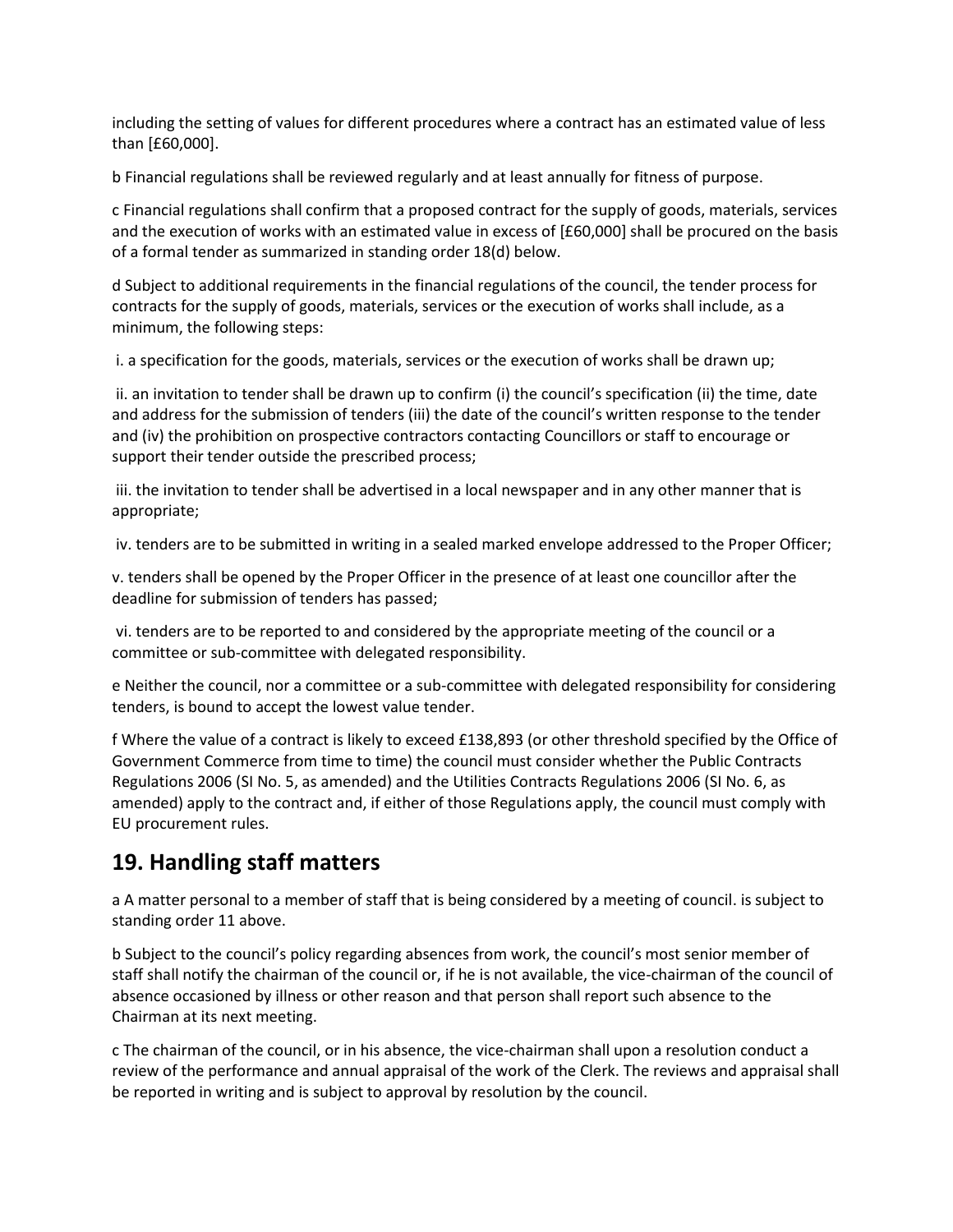including the setting of values for different procedures where a contract has an estimated value of less than [£60,000].

b Financial regulations shall be reviewed regularly and at least annually for fitness of purpose.

c Financial regulations shall confirm that a proposed contract for the supply of goods, materials, services and the execution of works with an estimated value in excess of [£60,000] shall be procured on the basis of a formal tender as summarized in standing order 18(d) below.

d Subject to additional requirements in the financial regulations of the council, the tender process for contracts for the supply of goods, materials, services or the execution of works shall include, as a minimum, the following steps:

i. a specification for the goods, materials, services or the execution of works shall be drawn up;

ii. an invitation to tender shall be drawn up to confirm (i) the council's specification (ii) the time, date and address for the submission of tenders (iii) the date of the council's written response to the tender and (iv) the prohibition on prospective contractors contacting Councillors or staff to encourage or support their tender outside the prescribed process;

iii. the invitation to tender shall be advertised in a local newspaper and in any other manner that is appropriate;

iv. tenders are to be submitted in writing in a sealed marked envelope addressed to the Proper Officer;

v. tenders shall be opened by the Proper Officer in the presence of at least one councillor after the deadline for submission of tenders has passed;

vi. tenders are to be reported to and considered by the appropriate meeting of the council or a committee or sub-committee with delegated responsibility.

e Neither the council, nor a committee or a sub-committee with delegated responsibility for considering tenders, is bound to accept the lowest value tender.

f Where the value of a contract is likely to exceed £138,893 (or other threshold specified by the Office of Government Commerce from time to time) the council must consider whether the Public Contracts Regulations 2006 (SI No. 5, as amended) and the Utilities Contracts Regulations 2006 (SI No. 6, as amended) apply to the contract and, if either of those Regulations apply, the council must comply with EU procurement rules.

## 19. Handling staff matters

a A matter personal to a member of staff that is being considered by a meeting of council. is subject to standing order 11 above.

b Subject to the council's policy regarding absences from work, the council's most senior member of staff shall notify the chairman of the council or, if he is not available, the vice-chairman of the council of absence occasioned by illness or other reason and that person shall report such absence to the Chairman at its next meeting.

c The chairman of the council, or in his absence, the vice-chairman shall upon a resolution conduct a review of the performance and annual appraisal of the work of the Clerk. The reviews and appraisal shall be reported in writing and is subject to approval by resolution by the council.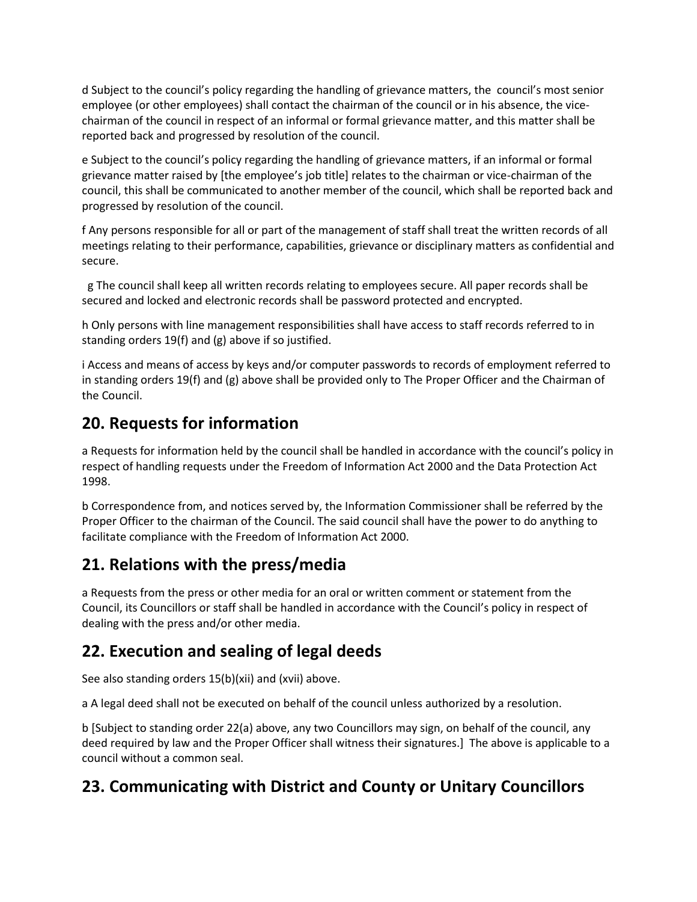d Subject to the council's policy regarding the handling of grievance matters, the council's most senior employee (or other employees) shall contact the chairman of the council or in his absence, the vice-chairman of the council in respect of an informal or formal grievance matter, and this matter shall be reported back and progressed by resolution of the council.

e Subject to the council's policy regarding the handling of grievance matters, if an informal or formal grievance matter raised by [the employee's job title] relates to the chairman or vice-chairman of the council, this shall be communicated to another member of the council, which shall be reported back and progressed by resolution of the council.

f Any persons responsible for all or part of the management of staff shall treat the written records of all meetings relating to their performance, capabilities, grievance or disciplinary matters as confidential and secure.

g The council shall keep all written records relating to employees secure. All paper records shall be secured and locked and electronic records shall be password protected and encrypted.

h Only persons with line management responsibilities shall have access to staff records referred to in standing orders 19(f) and (g) above if so justified.

i Access and means of access by keys and/or computer passwords to records of employment referred to in standing orders 19(f) and (g) above shall be provided only to The Proper Officer and the Chairman of the Council.

## 20. Requests for information

a Requests for information held by the council shall be handled in accordance with the council's policy in respect of handling requests under the Freedom of Information Act 2000 and the Data Protection Act 1998.

b Correspondence from, and notices served by, the Information Commissioner shall be referred by the Proper Officer to the chairman of the Council. The said council shall have the power to do anything to facilitate compliance with the Freedom of Information Act 2000.

## 21. Relations with the press/media

a Requests from the press or other media for an oral or written comment or statement from the Council, its Councillors or staff shall be handled in accordance with the Council's policy in respect of dealing with the press and/or other media.

## 22. Execution and sealing of legal deeds

See also standing orders 15(b)(xii) and (xvii) above.

a A legal deed shall not be executed on behalf of the council unless authorized by a resolution.

b [Subject to standing order 22(a) above, any two Councillors may sign, on behalf of the council, any deed required by law and the Proper Officer shall witness their signatures.] The above is applicable to a council without a common seal.

## 23. Communicating with District and County or Unitary Councillors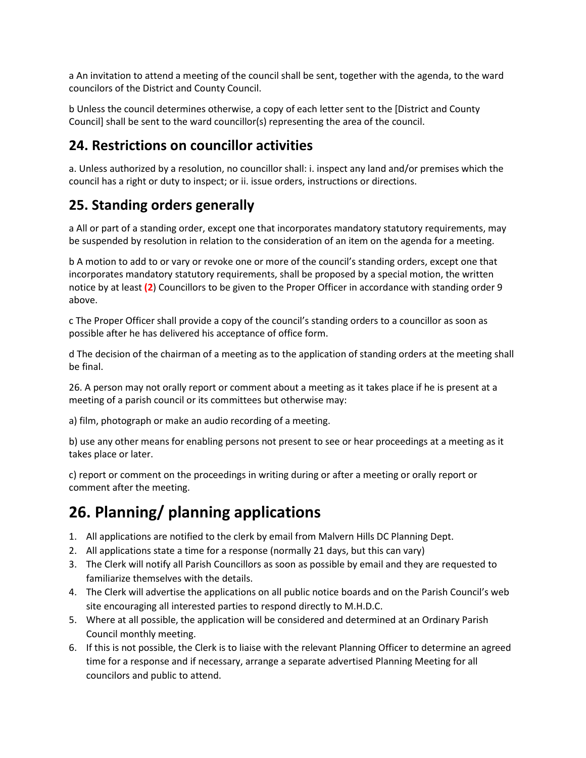a An invitation to attend a meeting of the council shall be sent, together with the agenda, to the ward councilors of the District and County Council.

b Unless the council determines otherwise, a copy of each letter sent to the [District and County Council] shall be sent to the ward councillor(s) representing the area of the council.

## 24. Restrictions on councillor activities

a. Unless authorized by a resolution, no councillor shall: i. inspect any land and/or premises which the council has a right or duty to inspect; or ii. issue orders, instructions or directions.

## 25. Standing orders generally

a All or part of a standing order, except one that incorporates mandatory statutory requirements, may be suspended by resolution in relation to the consideration of an item on the agenda for a meeting.

b A motion to add to or vary or revoke one or more of the council's standing orders, except one that incorporates mandatory statutory requirements, shall be proposed by a special motion, the written notice by at least **(2**) Councillors to be given to the Proper Officer in accordance with standing order 9 above.

c The Proper Officer shall provide a copy of the council's standing orders to a councillor as soon as possible after he has delivered his acceptance of office form.

d The decision of the chairman of a meeting as to the application of standing orders at the meeting shall be final.

26. A person may not orally report or comment about a meeting as it takes place if he is present at a meeting of a parish council or its committees but otherwise may:

a) film, photograph or make an audio recording of a meeting.

b) use any other means for enabling persons not present to see or hear proceedings at a meeting as it takes place or later.

c) report or comment on the proceedings in writing during or after a meeting or orally report or comment after the meeting.

# 26. Planning/ planning applications

1. All applications are notified to the clerk by email from Malvern Hills DC Planning Dept.
2. All applications state a time for a response (normally 21 days, but this can vary)
3. The Clerk will notify all Parish Councillors as soon as possible by email and they are requested to familiarize themselves with the details.
4. The Clerk will advertise the applications on all public notice boards and on the Parish Council's web site encouraging all interested parties to respond directly to M.H.D.C.
5. Where at all possible, the application will be considered and determined at an Ordinary Parish Council monthly meeting.
6. If this is not possible, the Clerk is to liaise with the relevant Planning Officer to determine an agreed time for a response and if necessary, arrange a separate advertised Planning Meeting for all councilors and public to attend.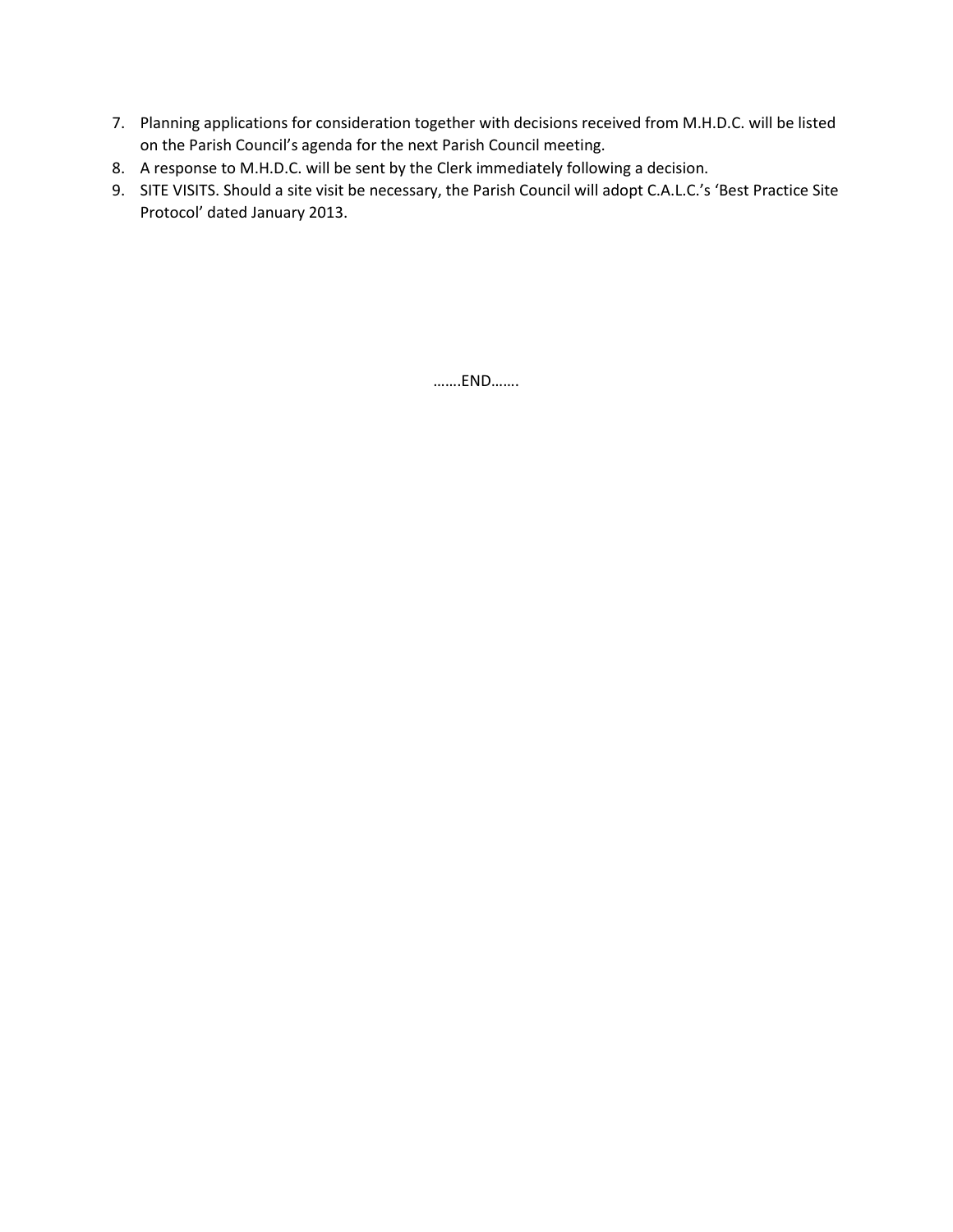7. Planning applications for consideration together with decisions received from M.H.D.C. will be listed on the Parish Council's agenda for the next Parish Council meeting.
8. A response to M.H.D.C. will be sent by the Clerk immediately following a decision.
9. SITE VISITS. Should a site visit be necessary, the Parish Council will adopt C.A.L.C.'s 'Best Practice Site Protocol' dated January 2013.

…….END…….